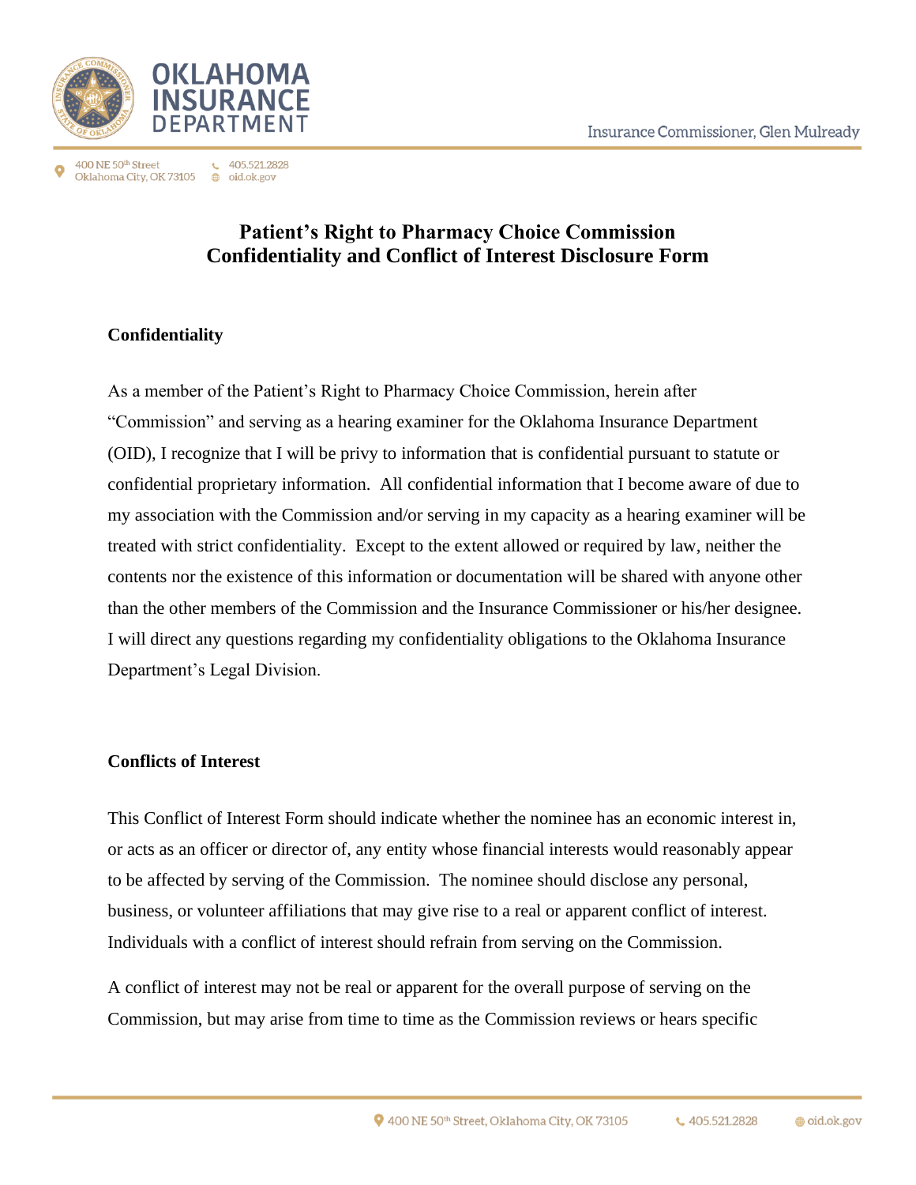# Patient's Right to Pharmacy Choice Commission Confidentiality and Conflict of Interest Disclosure Form

## Confidentiality

As a member of the Patient's Right to Pharmacy Choice Commission, herein after "Commission" and serving as a hearing examiner for the Oklahoma Insurance Department (OID), I recognize that I will be privy to information that is confidential pursuant to statute or confidential proprietary information. All confidential information that I become aware of due to my association with the Commission and/or serving in my capacity as a hearing examiner will be treated with strict confidentiality. Except to the extent allowed or required by law, neither the contents nor the existence of this information or documentation will be shared with anyone other than the other members of the Commission and the Insurance Commissioner or his/her designee. I will direct any questions regarding my confidentiality obligations to the Oklahoma Insurance Department's Legal Division.

## Conflicts of Interest

This Conflict of Interest Form should indicate whether the nominee has an economic interest in, or acts as an officer or director of, any entity whose financial interests would reasonably appear to be affected by serving of the Commission. The nominee should disclose any personal, business, or volunteer affiliations that may give rise to a real or apparent conflict of interest. Individuals with a conflict of interest should refrain from serving on the Commission.

A conflict of interest may not be real or apparent for the overall purpose of serving on the Commission, but may arise from time to time as the Commission reviews or hears specific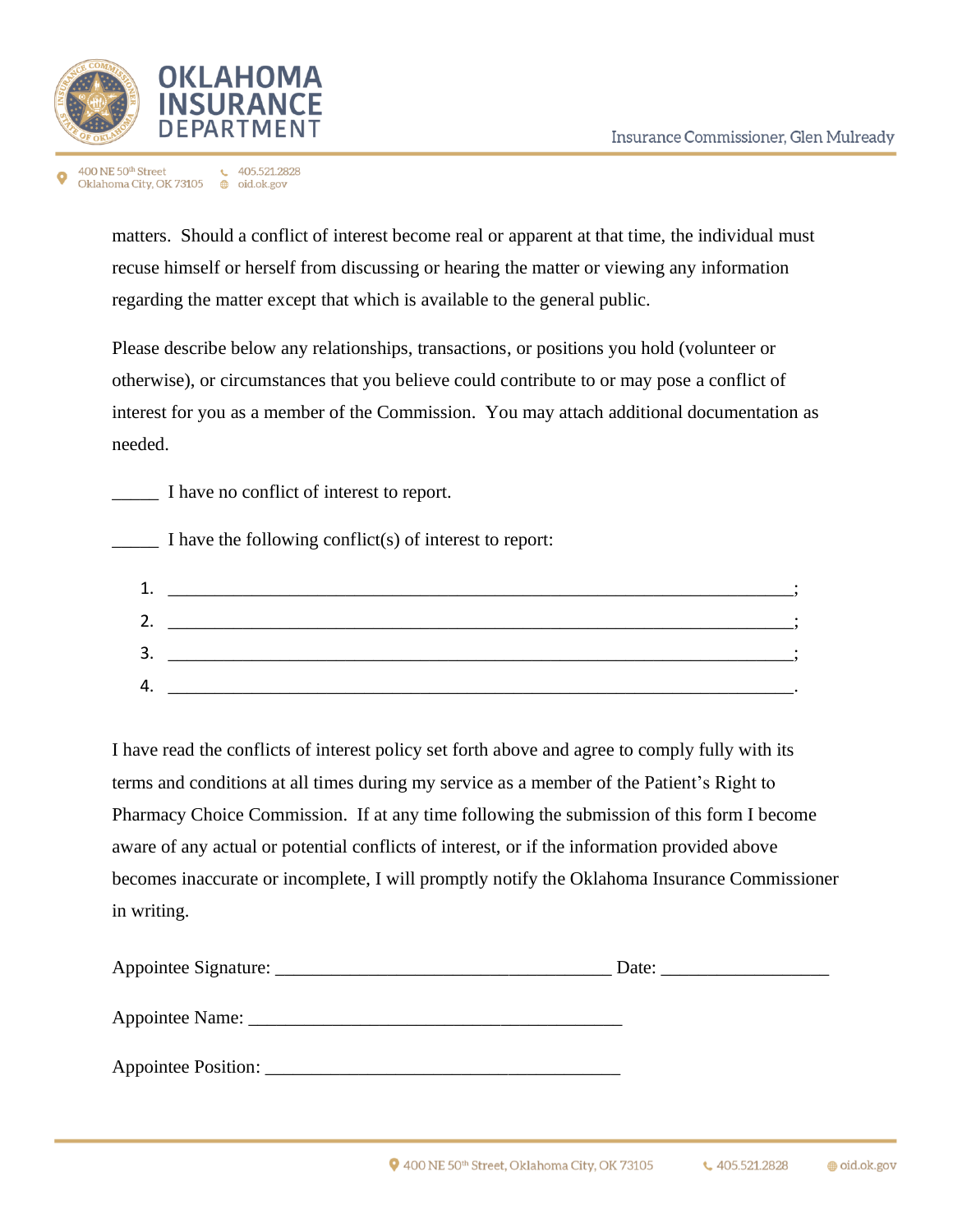matters. Should a conflict of interest become real or apparent at that time, the individual must recuse himself or herself from discussing or hearing the matter or viewing any information regarding the matter except that which is available to the general public.

Please describe below any relationships, transactions, or positions you hold (volunteer or otherwise), or circumstances that you believe could contribute to or may pose a conflict of interest for you as a member of the Commission. You may attach additional documentation as needed.

_____ I have no conflict of interest to report.

_____ I have the following conflict(s) of interest to report:

1. ____________________________________________________________________;
2. ____________________________________________________________________;
3. ____________________________________________________________________;
4. ____________________________________________________________________.

I have read the conflicts of interest policy set forth above and agree to comply fully with its terms and conditions at all times during my service as a member of the Patient's Right to Pharmacy Choice Commission. If at any time following the submission of this form I become aware of any actual or potential conflicts of interest, or if the information provided above becomes inaccurate or incomplete, I will promptly notify the Oklahoma Insurance Commissioner in writing.

Appointee Signature: ___________________________________ Date: _________________

Appointee Name: ________________________________________

Appointee Position: ______________________________________